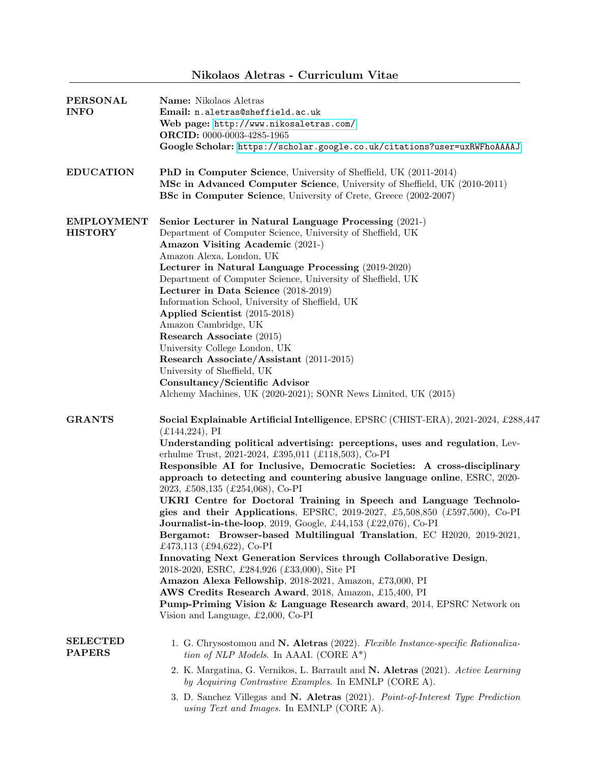# Nikolaos Aletras - Curriculum Vitae

## PERSONAL INFO

**Name:** Nikolaos Aletras
**Email:** n.aletras@sheffield.ac.uk
**Web page:** http://www.nikosaletras.com/
**ORCID:** 0000-0003-4285-1965
**Google Scholar:** https://scholar.google.co.uk/citations?user=uxRWFhoAAAAJ

## EDUCATION

**PhD in Computer Science**, University of Sheffield, UK (2011-2014)
**MSc in Advanced Computer Science**, University of Sheffield, UK (2010-2011)
**BSc in Computer Science**, University of Crete, Greece (2002-2007)

## EMPLOYMENT HISTORY

**Senior Lecturer in Natural Language Processing** (2021-)
Department of Computer Science, University of Sheffield, UK
**Amazon Visiting Academic** (2021-)
Amazon Alexa, London, UK
**Lecturer in Natural Language Processing** (2019-2020)
Department of Computer Science, University of Sheffield, UK
**Lecturer in Data Science** (2018-2019)
Information School, University of Sheffield, UK
**Applied Scientist** (2015-2018)
Amazon Cambridge, UK
**Research Associate** (2015)
University College London, UK
**Research Associate/Assistant** (2011-2015)
University of Sheffield, UK
**Consultancy/Scientific Advisor**
Alchemy Machines, UK (2020-2021); SONR News Limited, UK (2015)

## GRANTS

**Social Explainable Artificial Intelligence**, EPSRC (CHIST-ERA), 2021-2024, £288,447 (£144,224), PI
**Understanding political advertising: perceptions, uses and regulation**, Leverhulme Trust, 2021-2024, £395,011 (£118,503), Co-PI
**Responsible AI for Inclusive, Democratic Societies: A cross-disciplinary approach to detecting and countering abusive language online**, ESRC, 2020-2023, £508,135 (£254,068), Co-PI
**UKRI Centre for Doctoral Training in Speech and Language Technologies and their Applications**, EPSRC, 2019-2027, £5,508,850 (£597,500), Co-PI
**Journalist-in-the-loop**, 2019, Google, £44,153 (£22,076), Co-PI
**Bergamot: Browser-based Multilingual Translation**, EC H2020, 2019-2021, £473,113 (£94,622), Co-PI
**Innovating Next Generation Services through Collaborative Design**, 2018-2020, ESRC, £284,926 (£33,000), Site PI
**Amazon Alexa Fellowship**, 2018-2021, Amazon, £73,000, PI
**AWS Credits Research Award**, 2018, Amazon, £15,400, PI
**Pump-Priming Vision & Language Research award**, 2014, EPSRC Network on Vision and Language, £2,000, Co-PI

## SELECTED PAPERS

1. G. Chrysostomou and **N. Aletras** (2022). *Flexible Instance-specific Rationalization of NLP Models*. In AAAI. (CORE A*)
2. K. Margatina, G. Vernikos, L. Barrault and **N. Aletras** (2021). *Active Learning by Acquiring Contrastive Examples*. In EMNLP (CORE A).
3. D. Sanchez Villegas and **N. Aletras** (2021). *Point-of-Interest Type Prediction using Text and Images*. In EMNLP (CORE A).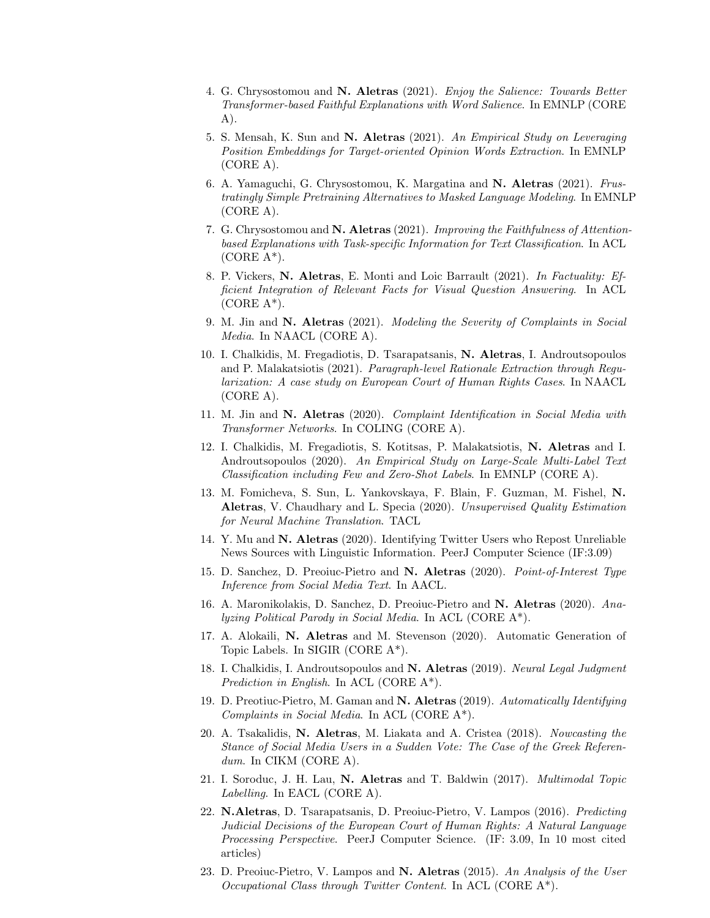4. G. Chrysostomou and **N. Aletras** (2021). *Enjoy the Salience: Towards Better Transformer-based Faithful Explanations with Word Salience*. In EMNLP (CORE A).

5. S. Mensah, K. Sun and **N. Aletras** (2021). *An Empirical Study on Leveraging Position Embeddings for Target-oriented Opinion Words Extraction*. In EMNLP (CORE A).

6. A. Yamaguchi, G. Chrysostomou, K. Margatina and **N. Aletras** (2021). *Frustratingly Simple Pretraining Alternatives to Masked Language Modeling*. In EMNLP (CORE A).

7. G. Chrysostomou and **N. Aletras** (2021). *Improving the Faithfulness of Attention-based Explanations with Task-specific Information for Text Classification*. In ACL (CORE A*).

8. P. Vickers, **N. Aletras**, E. Monti and Loic Barrault (2021). *In Factuality: Efficient Integration of Relevant Facts for Visual Question Answering*. In ACL (CORE A*).

9. M. Jin and **N. Aletras** (2021). *Modeling the Severity of Complaints in Social Media*. In NAACL (CORE A).

10. I. Chalkidis, M. Fregadiotis, D. Tsarapatsanis, **N. Aletras**, I. Androutsopoulos and P. Malakatsiotis (2021). *Paragraph-level Rationale Extraction through Regularization: A case study on European Court of Human Rights Cases*. In NAACL (CORE A).

11. M. Jin and **N. Aletras** (2020). *Complaint Identification in Social Media with Transformer Networks*. In COLING (CORE A).

12. I. Chalkidis, M. Fregadiotis, S. Kotitsas, P. Malakatsiotis, **N. Aletras** and I. Androutsopoulos (2020). *An Empirical Study on Large-Scale Multi-Label Text Classification including Few and Zero-Shot Labels*. In EMNLP (CORE A).

13. M. Fomicheva, S. Sun, L. Yankovskaya, F. Blain, F. Guzman, M. Fishel, **N. Aletras**, V. Chaudhary and L. Specia (2020). *Unsupervised Quality Estimation for Neural Machine Translation*. TACL

14. Y. Mu and **N. Aletras** (2020). Identifying Twitter Users who Repost Unreliable News Sources with Linguistic Information. PeerJ Computer Science (IF:3.09)

15. D. Sanchez, D. Preoiuc-Pietro and **N. Aletras** (2020). *Point-of-Interest Type Inference from Social Media Text*. In AACL.

16. A. Maronikolakis, D. Sanchez, D. Preoiuc-Pietro and **N. Aletras** (2020). *Analyzing Political Parody in Social Media*. In ACL (CORE A*).

17. A. Alokaili, **N. Aletras** and M. Stevenson (2020). Automatic Generation of Topic Labels. In SIGIR (CORE A*).

18. I. Chalkidis, I. Androutsopoulos and **N. Aletras** (2019). *Neural Legal Judgment Prediction in English*. In ACL (CORE A*).

19. D. Preotiuc-Pietro, M. Gaman and **N. Aletras** (2019). *Automatically Identifying Complaints in Social Media*. In ACL (CORE A*).

20. A. Tsakalidis, **N. Aletras**, M. Liakata and A. Cristea (2018). *Nowcasting the Stance of Social Media Users in a Sudden Vote: The Case of the Greek Referendum*. In CIKM (CORE A).

21. I. Soroduc, J. H. Lau, **N. Aletras** and T. Baldwin (2017). *Multimodal Topic Labelling*. In EACL (CORE A).

22. **N.Aletras**, D. Tsarapatsanis, D. Preoiuc-Pietro, V. Lampos (2016). *Predicting Judicial Decisions of the European Court of Human Rights: A Natural Language Processing Perspective*. PeerJ Computer Science. (IF: 3.09, In 10 most cited articles)

23. D. Preoiuc-Pietro, V. Lampos and **N. Aletras** (2015). *An Analysis of the User Occupational Class through Twitter Content*. In ACL (CORE A*).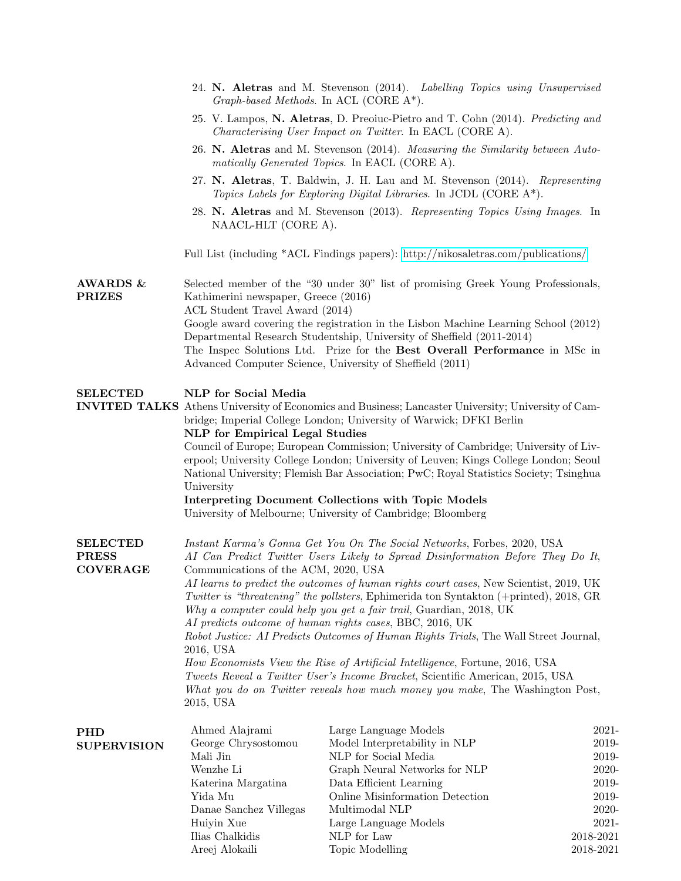24. **N. Aletras** and M. Stevenson (2014). *Labelling Topics using Unsupervised Graph-based Methods*. In ACL (CORE A*).
25. V. Lampos, **N. Aletras**, D. Preoiuc-Pietro and T. Cohn (2014). *Predicting and Characterising User Impact on Twitter*. In EACL (CORE A).
26. **N. Aletras** and M. Stevenson (2014). *Measuring the Similarity between Automatically Generated Topics*. In EACL (CORE A).
27. **N. Aletras**, T. Baldwin, J. H. Lau and M. Stevenson (2014). *Representing Topics Labels for Exploring Digital Libraries*. In JCDL (CORE A*).
28. **N. Aletras** and M. Stevenson (2013). *Representing Topics Using Images*. In NAACL-HLT (CORE A).

Full List (including *ACL Findings papers): http://nikosaletras.com/publications/

## AWARDS & PRIZES

Selected member of the "30 under 30" list of promising Greek Young Professionals, Kathimerini newspaper, Greece (2016)
ACL Student Travel Award (2014)
Google award covering the registration in the Lisbon Machine Learning School (2012)
Departmental Research Studentship, University of Sheffield (2011-2014)
The Inspec Solutions Ltd. Prize for the **Best Overall Performance** in MSc in Advanced Computer Science, University of Sheffield (2011)

## SELECTED INVITED TALKS

**NLP for Social Media**
Athens University of Economics and Business; Lancaster University; University of Cambridge; Imperial College London; University of Warwick; DFKI Berlin

**NLP for Empirical Legal Studies**
Council of Europe; European Commission; University of Cambridge; University of Liverpool; University College London; University of Leuven; Kings College London; Seoul National University; Flemish Bar Association; PwC; Royal Statistics Society; Tsinghua University

**Interpreting Document Collections with Topic Models**
University of Melbourne; University of Cambridge; Bloomberg

## SELECTED PRESS COVERAGE

*Instant Karma's Gonna Get You On The Social Networks*, Forbes, 2020, USA
*AI Can Predict Twitter Users Likely to Spread Disinformation Before They Do It*, Communications of the ACM, 2020, USA
*AI learns to predict the outcomes of human rights court cases*, New Scientist, 2019, UK
*Twitter is "threatening" the pollsters*, Ephimerida ton Syntakton (+printed), 2018, GR
*Why a computer could help you get a fair trail*, Guardian, 2018, UK
*AI predicts outcome of human rights cases*, BBC, 2016, UK
*Robot Justice: AI Predicts Outcomes of Human Rights Trials*, The Wall Street Journal, 2016, USA
*How Economists View the Rise of Artificial Intelligence*, Fortune, 2016, USA
*Tweets Reveal a Twitter User's Income Bracket*, Scientific American, 2015, USA
*What you do on Twitter reveals how much money you make*, The Washington Post, 2015, USA

## PHD SUPERVISION

| Name | Topic | Years |
|---|---|---|
| Ahmed Alajrami | Large Language Models | 2021- |
| George Chrysostomou | Model Interpretability in NLP | 2019- |
| Mali Jin | NLP for Social Media | 2019- |
| Wenzhe Li | Graph Neural Networks for NLP | 2020- |
| Katerina Margatina | Data Efficient Learning | 2019- |
| Yida Mu | Online Misinformation Detection | 2019- |
| Danae Sanchez Villegas | Multimodal NLP | 2020- |
| Huiyin Xue | Large Language Models | 2021- |
| Ilias Chalkidis | NLP for Law | 2018-2021 |
| Areej Alokaili | Topic Modelling | 2018-2021 |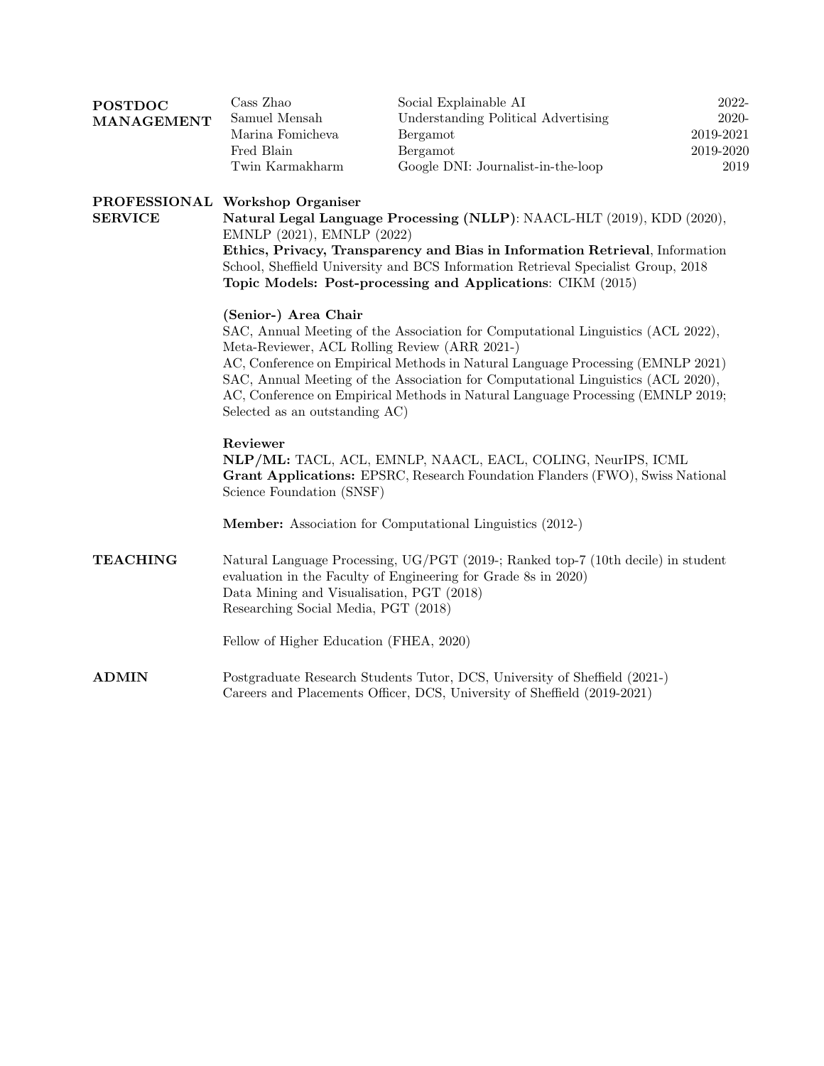## POSTDOC MANAGEMENT

| | | |
|---|---|---|
| Cass Zhao | Social Explainable AI | 2022- |
| Samuel Mensah | Understanding Political Advertising | 2020- |
| Marina Fomicheva | Bergamot | 2019-2021 |
| Fred Blain | Bergamot | 2019-2020 |
| Twin Karmakharm | Google DNI: Journalist-in-the-loop | 2019 |

## PROFESSIONAL SERVICE

**Workshop Organiser**

**Natural Legal Language Processing (NLLP)**: NAACL-HLT (2019), KDD (2020), EMNLP (2021), EMNLP (2022)

**Ethics, Privacy, Transparency and Bias in Information Retrieval**, Information School, Sheffield University and BCS Information Retrieval Specialist Group, 2018

**Topic Models: Post-processing and Applications**: CIKM (2015)

**(Senior-) Area Chair**

SAC, Annual Meeting of the Association for Computational Linguistics (ACL 2022),
Meta-Reviewer, ACL Rolling Review (ARR 2021-)
AC, Conference on Empirical Methods in Natural Language Processing (EMNLP 2021)
SAC, Annual Meeting of the Association for Computational Linguistics (ACL 2020),
AC, Conference on Empirical Methods in Natural Language Processing (EMNLP 2019; Selected as an outstanding AC)

**Reviewer**

**NLP/ML:** TACL, ACL, EMNLP, NAACL, EACL, COLING, NeurIPS, ICML
**Grant Applications:** EPSRC, Research Foundation Flanders (FWO), Swiss National Science Foundation (SNSF)

**Member:** Association for Computational Linguistics (2012-)

## TEACHING

Natural Language Processing, UG/PGT (2019-; Ranked top-7 (10th decile) in student evaluation in the Faculty of Engineering for Grade 8s in 2020)
Data Mining and Visualisation, PGT (2018)
Researching Social Media, PGT (2018)

Fellow of Higher Education (FHEA, 2020)

## ADMIN

Postgraduate Research Students Tutor, DCS, University of Sheffield (2021-)
Careers and Placements Officer, DCS, University of Sheffield (2019-2021)